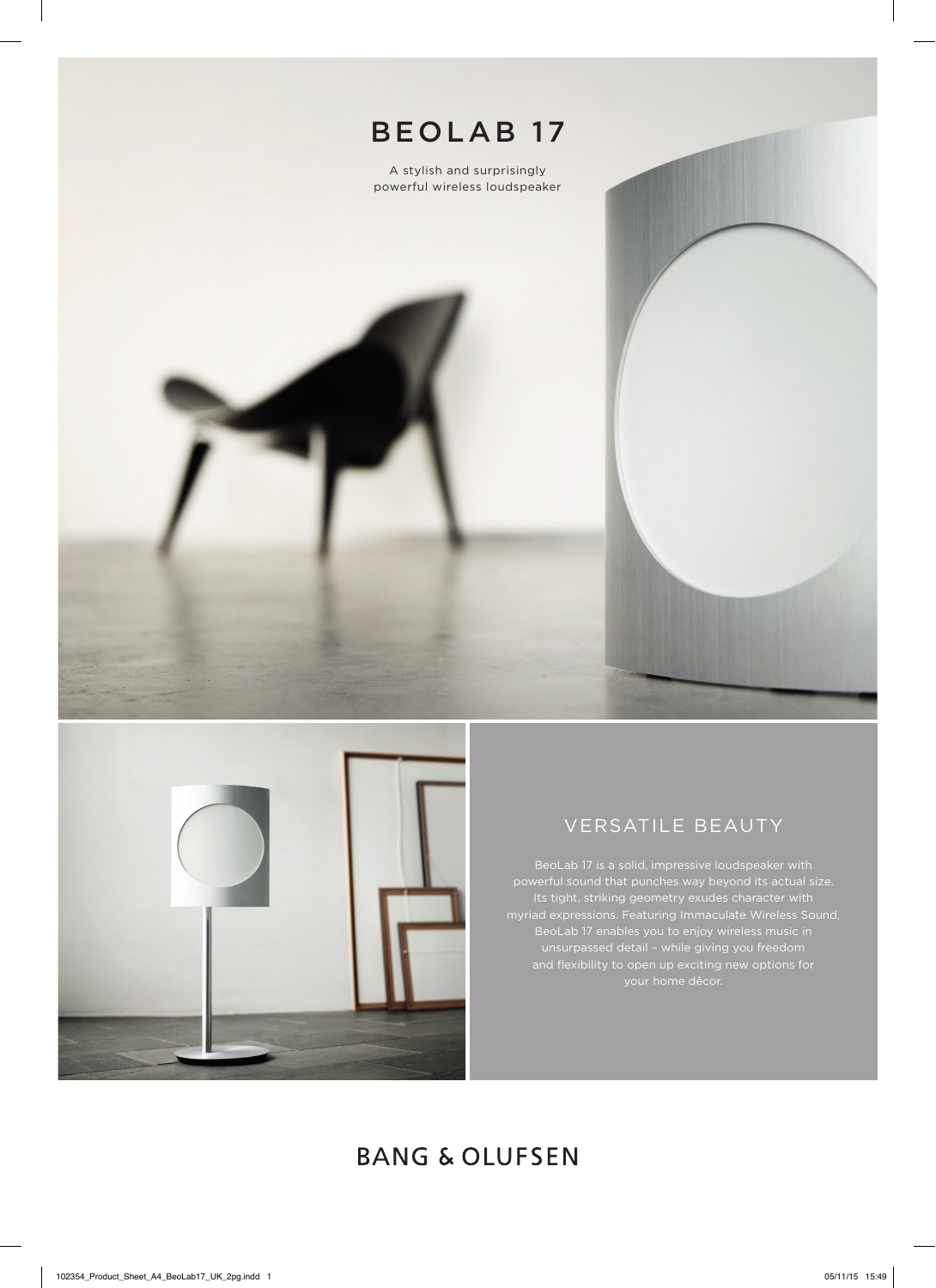# BEOLAB 17

A stylish and surprisingly powerful wireless loudspeaker

## VERSATILE BEAUTY

BeoLab 17 is a solid, impressive loudspeaker with powerful sound that punches way beyond its actual size. Its tight, striking geometry exudes character with myriad expressions. Featuring Immaculate Wireless Sound, BeoLab 17 enables you to enjoy wireless music in unsurpassed detail – while giving you freedom and flexibility to open up exciting new options for your home dêcor.

BANG & OLUFSEN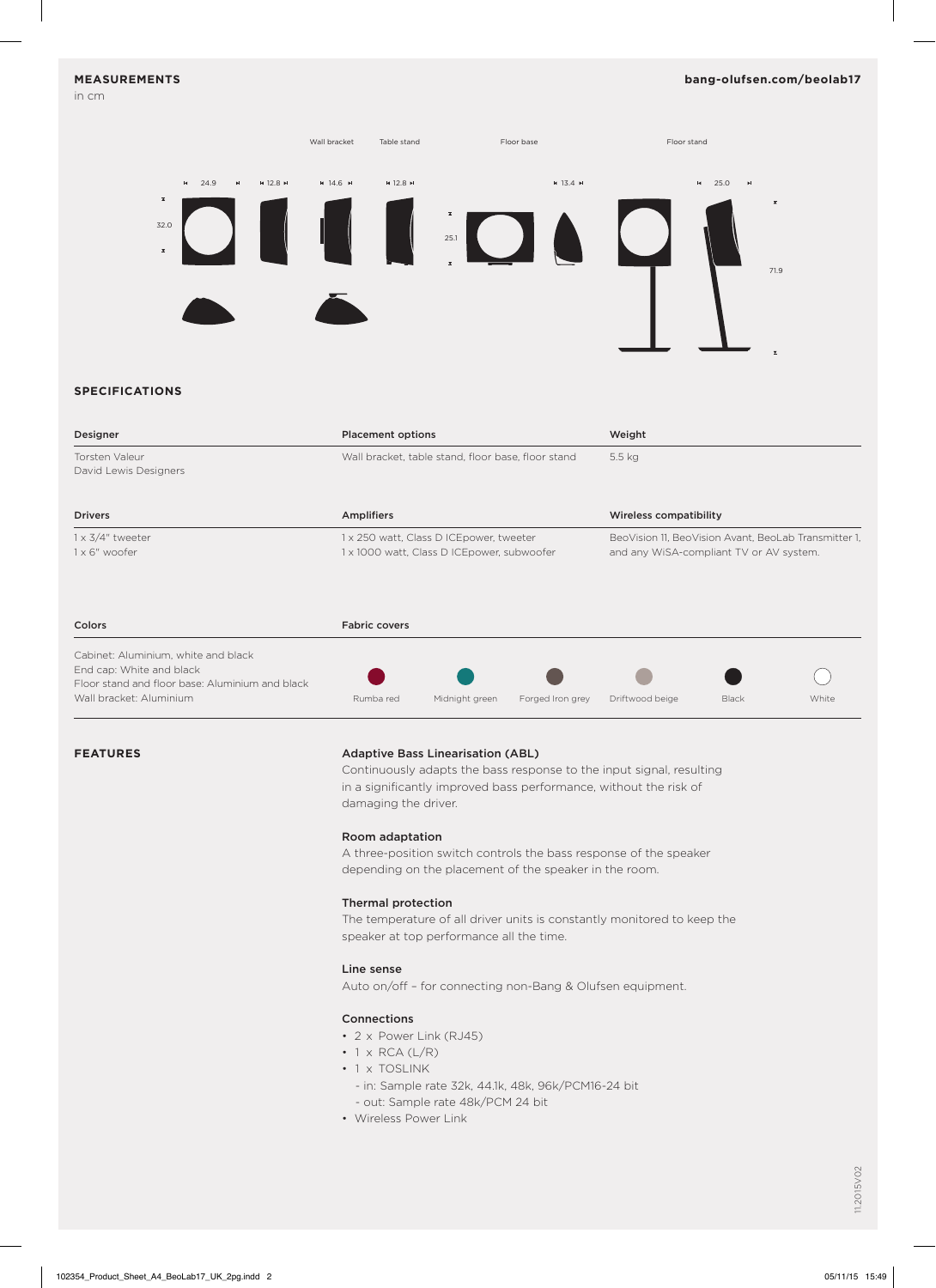**MEASUREMENTS**
in cm

**bang-olufsen.com/beolab17**

Wall bracket
Table stand
Floor base
Floor stand

24.9
12.8
14.6
12.8
13.4
25.0
32.0
25.1
71.9

## SPECIFICATIONS

| Designer | Placement options | Weight |
|---|---|---|
| Torsten Valeur<br>David Lewis Designers | Wall bracket, table stand, floor base, floor stand | 5.5 kg |

| Drivers | Amplifiers | Wireless compatibility |
|---|---|---|
| 1 x 3/4" tweeter<br>1 x 6" woofer | 1 x 250 watt, Class D ICEpower, tweeter<br>1 x 1000 watt, Class D ICEpower, subwoofer | BeoVision 11, BeoVision Avant, BeoLab Transmitter 1, and any WiSA-compliant TV or AV system. |

| Colors | Fabric covers |
|---|---|
| Cabinet: Aluminium, white and black<br>End cap: White and black<br>Floor stand and floor base: Aluminium and black<br>Wall bracket: Aluminium | Rumba red, Midnight green, Forged Iron grey, Driftwood beige, Black, White |

## FEATURES

### Adaptive Bass Linearisation (ABL)
Continuously adapts the bass response to the input signal, resulting in a significantly improved bass performance, without the risk of damaging the driver.

### Room adaptation
A three-position switch controls the bass response of the speaker depending on the placement of the speaker in the room.

### Thermal protection
The temperature of all driver units is constantly monitored to keep the speaker at top performance all the time.

### Line sense
Auto on/off – for connecting non-Bang & Olufsen equipment.

### Connections
- 2 x Power Link (RJ45)
- 1 x RCA (L/R)
- 1 x TOSLINK
  - in: Sample rate 32k, 44.1k, 48k, 96k/PCM16-24 bit
  - out: Sample rate 48k/PCM 24 bit
- Wireless Power Link

11.2015V02